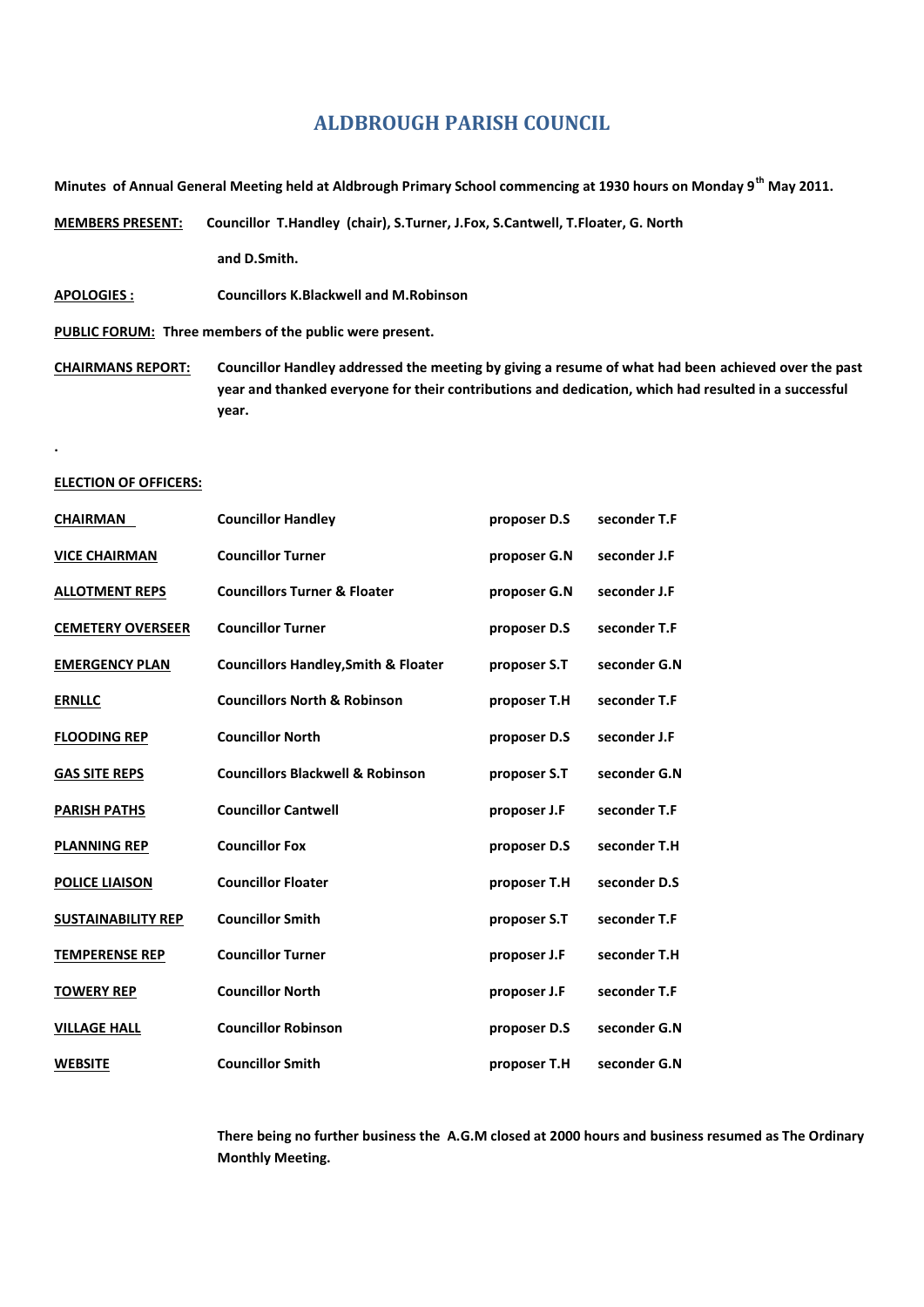# ALDBROUGH PARISH COUNCIL

**Minutes of Annual General Meeting held at Aldbrough Primary School commencing at 1930 hours on Monday 9th May 2011.**

**MEMBERS PRESENT:** Councillor T.Handley (chair), S.Turner, J.Fox, S.Cantwell, T.Floater, G. North and D.Smith.

**APOLOGIES :** Councillors K.Blackwell and M.Robinson

**PUBLIC FORUM:** Three members of the public were present.

**CHAIRMANS REPORT:** Councillor Handley addressed the meeting by giving a resume of what had been achieved over the past year and thanked everyone for their contributions and dedication, which had resulted in a successful year.

.

**ELECTION OF OFFICERS:**

| | | | |
|---|---|---|---|
| **CHAIRMAN** | **Councillor Handley** | **proposer D.S** | **seconder T.F** |
| **VICE CHAIRMAN** | **Councillor Turner** | **proposer G.N** | **seconder J.F** |
| **ALLOTMENT REPS** | **Councillors Turner & Floater** | **proposer G.N** | **seconder J.F** |
| **CEMETERY OVERSEER** | **Councillor Turner** | **proposer D.S** | **seconder T.F** |
| **EMERGENCY PLAN** | **Councillors Handley,Smith & Floater** | **proposer S.T** | **seconder G.N** |
| **ERNLLC** | **Councillors North & Robinson** | **proposer T.H** | **seconder T.F** |
| **FLOODING REP** | **Councillor North** | **proposer D.S** | **seconder J.F** |
| **GAS SITE REPS** | **Councillors Blackwell & Robinson** | **proposer S.T** | **seconder G.N** |
| **PARISH PATHS** | **Councillor Cantwell** | **proposer J.F** | **seconder T.F** |
| **PLANNING REP** | **Councillor Fox** | **proposer D.S** | **seconder T.H** |
| **POLICE LIAISON** | **Councillor Floater** | **proposer T.H** | **seconder D.S** |
| **SUSTAINABILITY REP** | **Councillor Smith** | **proposer S.T** | **seconder T.F** |
| **TEMPERENSE REP** | **Councillor Turner** | **proposer J.F** | **seconder T.H** |
| **TOWERY REP** | **Councillor North** | **proposer J.F** | **seconder T.F** |
| **VILLAGE HALL** | **Councillor Robinson** | **proposer D.S** | **seconder G.N** |
| **WEBSITE** | **Councillor Smith** | **proposer T.H** | **seconder G.N** |

**There being no further business the A.G.M closed at 2000 hours and business resumed as The Ordinary Monthly Meeting.**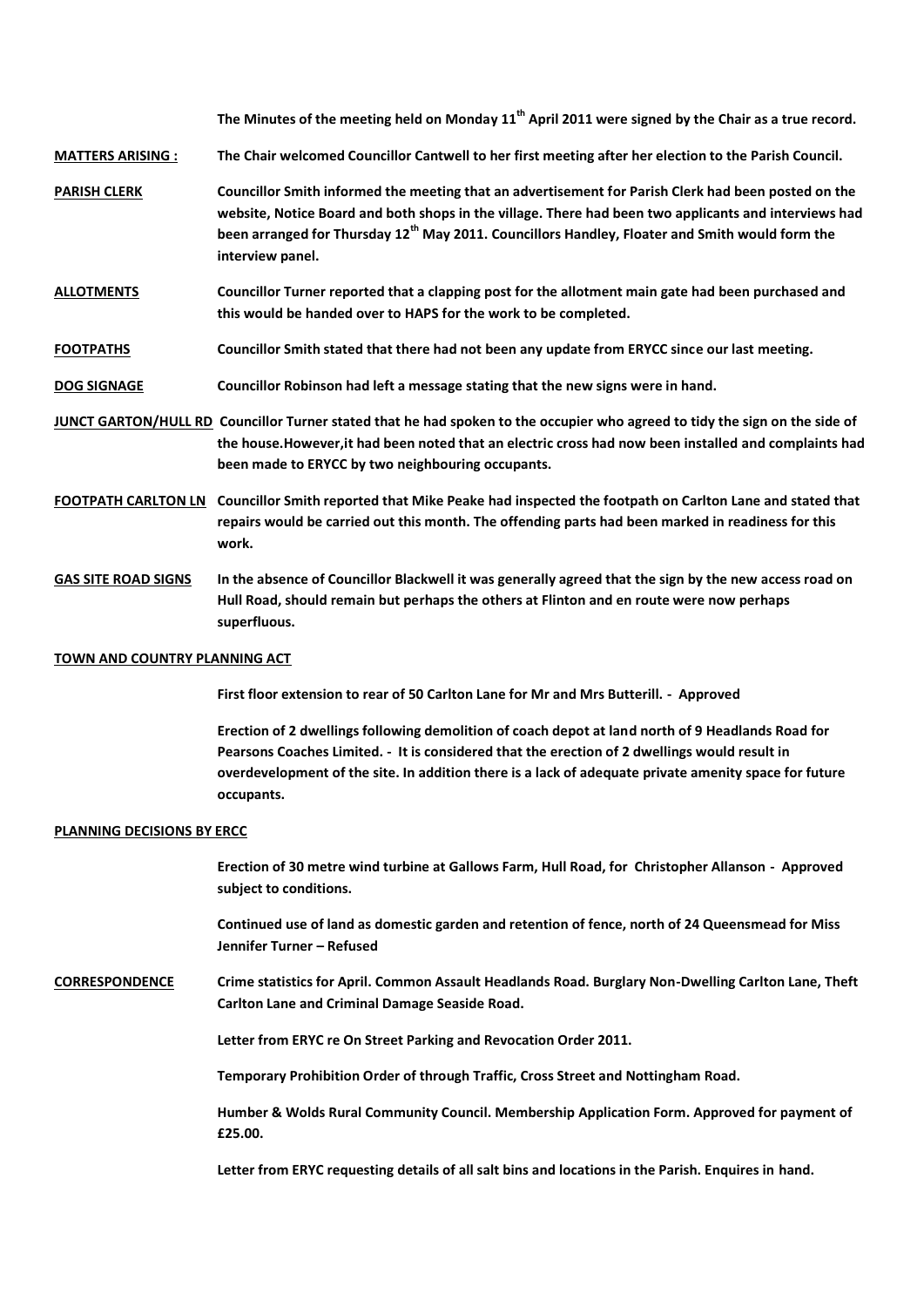**The Minutes of the meeting held on Monday 11th April 2011 were signed by the Chair as a true record.**

**MATTERS ARISING :** **The Chair welcomed Councillor Cantwell to her first meeting after her election to the Parish Council.**

**PARISH CLERK** **Councillor Smith informed the meeting that an advertisement for Parish Clerk had been posted on the website, Notice Board and both shops in the village. There had been two applicants and interviews had been arranged for Thursday 12th May 2011. Councillors Handley, Floater and Smith would form the interview panel.**

**ALLOTMENTS** **Councillor Turner reported that a clapping post for the allotment main gate had been purchased and this would be handed over to HAPS for the work to be completed.**

**FOOTPATHS** **Councillor Smith stated that there had not been any update from ERYCC since our last meeting.**

**DOG SIGNAGE** **Councillor Robinson had left a message stating that the new signs were in hand.**

**JUNCT GARTON/HULL RD** **Councillor Turner stated that he had spoken to the occupier who agreed to tidy the sign on the side of the house.However,it had been noted that an electric cross had now been installed and complaints had been made to ERYCC by two neighbouring occupants.**

**FOOTPATH CARLTON LN** **Councillor Smith reported that Mike Peake had inspected the footpath on Carlton Lane and stated that repairs would be carried out this month. The offending parts had been marked in readiness for this work.**

**GAS SITE ROAD SIGNS** **In the absence of Councillor Blackwell it was generally agreed that the sign by the new access road on Hull Road, should remain but perhaps the others at Flinton and en route were now perhaps superfluous.**

**TOWN AND COUNTRY PLANNING ACT**

**First floor extension to rear of 50 Carlton Lane for Mr and Mrs Butterill. - Approved**

**Erection of 2 dwellings following demolition of coach depot at land north of 9 Headlands Road for Pearsons Coaches Limited. - It is considered that the erection of 2 dwellings would result in overdevelopment of the site. In addition there is a lack of adequate private amenity space for future occupants.**

**PLANNING DECISIONS BY ERCC**

**Erection of 30 metre wind turbine at Gallows Farm, Hull Road, for Christopher Allanson - Approved subject to conditions.**

**Continued use of land as domestic garden and retention of fence, north of 24 Queensmead for Miss Jennifer Turner – Refused**

**CORRESPONDENCE** **Crime statistics for April. Common Assault Headlands Road. Burglary Non-Dwelling Carlton Lane, Theft Carlton Lane and Criminal Damage Seaside Road.**

**Letter from ERYC re On Street Parking and Revocation Order 2011.**

**Temporary Prohibition Order of through Traffic, Cross Street and Nottingham Road.**

**Humber & Wolds Rural Community Council. Membership Application Form. Approved for payment of £25.00.**

**Letter from ERYC requesting details of all salt bins and locations in the Parish. Enquires in hand.**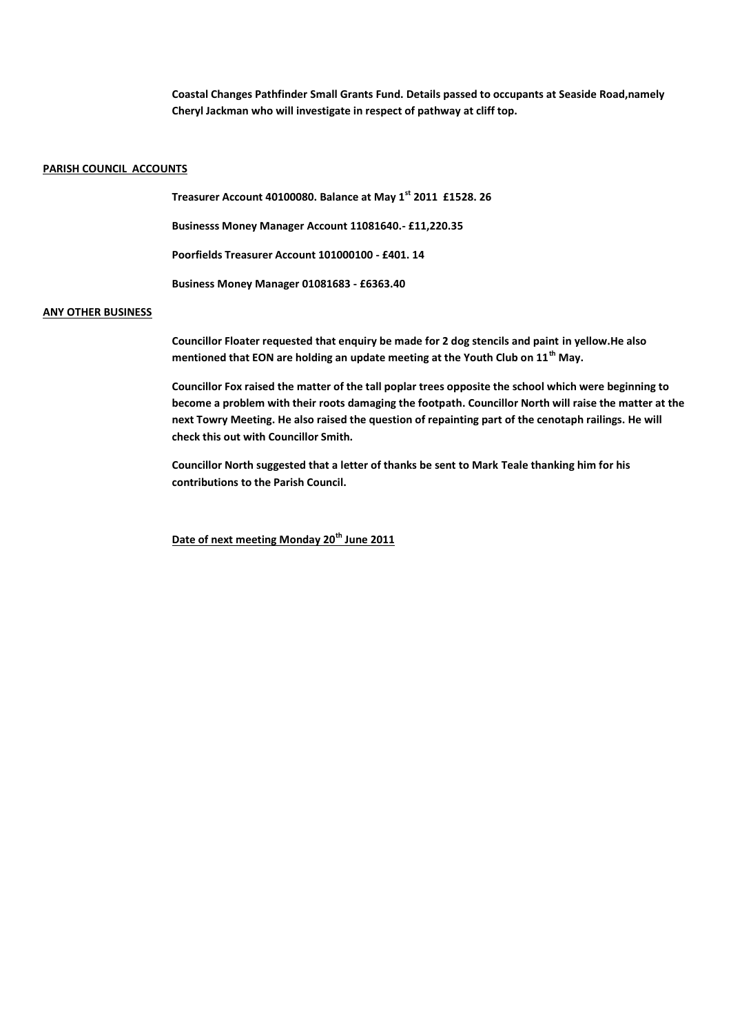**Coastal Changes Pathfinder Small Grants Fund. Details passed to occupants at Seaside Road,namely Cheryl Jackman who will investigate in respect of pathway at cliff top.**

**PARISH COUNCIL ACCOUNTS**

**Treasurer Account 40100080. Balance at May 1st 2011 £1528. 26**

**Businesss Money Manager Account 11081640.- £11,220.35**

**Poorfields Treasurer Account 101000100 - £401. 14**

**Business Money Manager 01081683 - £6363.40**

**ANY OTHER BUSINESS**

**Councillor Floater requested that enquiry be made for 2 dog stencils and paint in yellow.He also mentioned that EON are holding an update meeting at the Youth Club on 11th May.**

**Councillor Fox raised the matter of the tall poplar trees opposite the school which were beginning to become a problem with their roots damaging the footpath. Councillor North will raise the matter at the next Towry Meeting. He also raised the question of repainting part of the cenotaph railings. He will check this out with Councillor Smith.**

**Councillor North suggested that a letter of thanks be sent to Mark Teale thanking him for his contributions to the Parish Council.**

**Date of next meeting Monday 20th June 2011**